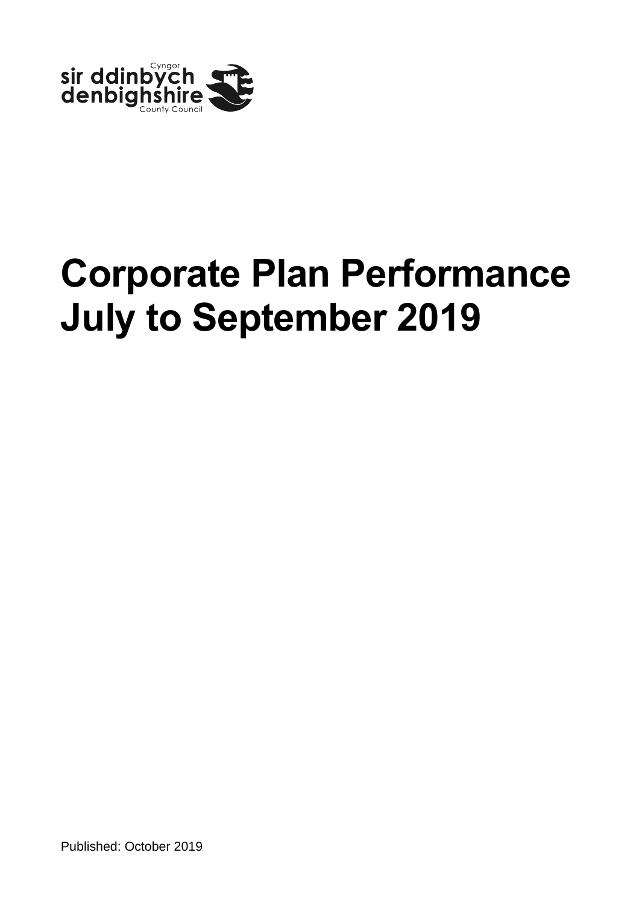Cyngor
sir ddinbych
denbighshire
County Council

# Corporate Plan Performance July to September 2019

Published: October 2019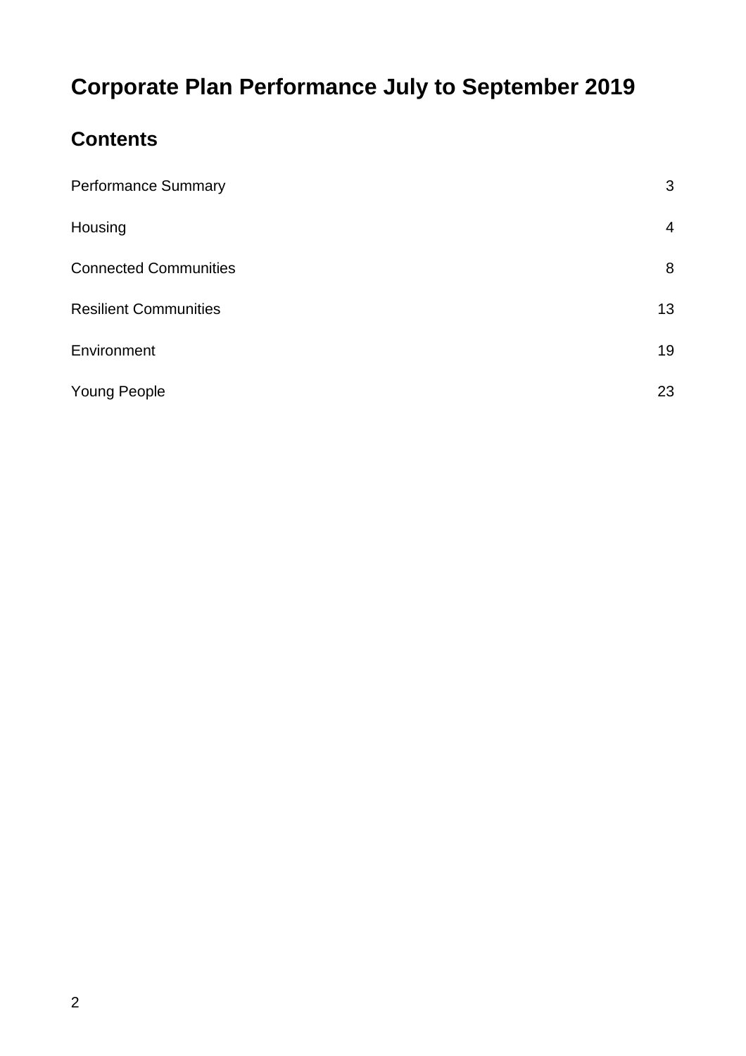# Corporate Plan Performance July to September 2019

## Contents

| | |
|---|---|
| Performance Summary | 3 |
| Housing | 4 |
| Connected Communities | 8 |
| Resilient Communities | 13 |
| Environment | 19 |
| Young People | 23 |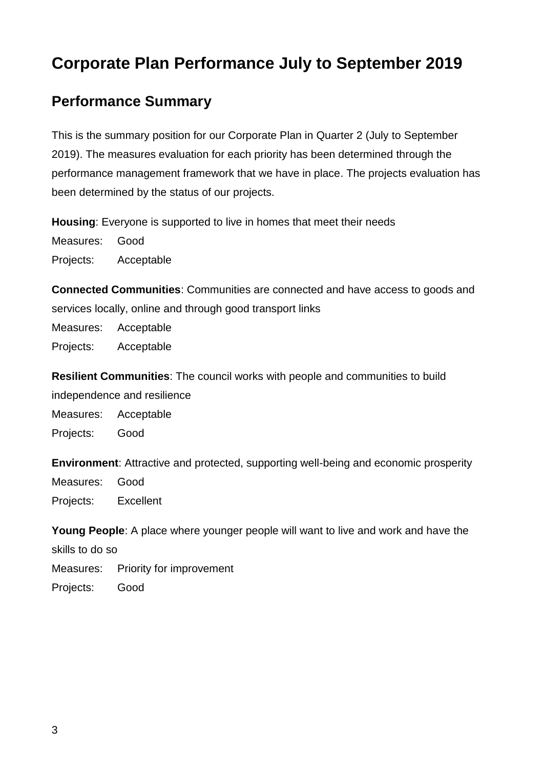# Corporate Plan Performance July to September 2019

## Performance Summary

This is the summary position for our Corporate Plan in Quarter 2 (July to September 2019). The measures evaluation for each priority has been determined through the performance management framework that we have in place. The projects evaluation has been determined by the status of our projects.

**Housing**: Everyone is supported to live in homes that meet their needs

Measures: Good

Projects: Acceptable

**Connected Communities**: Communities are connected and have access to goods and services locally, online and through good transport links

Measures: Acceptable

Projects: Acceptable

**Resilient Communities**: The council works with people and communities to build independence and resilience

Measures: Acceptable

Projects: Good

**Environment**: Attractive and protected, supporting well-being and economic prosperity

Measures: Good

Projects: Excellent

**Young People**: A place where younger people will want to live and work and have the skills to do so

Measures: Priority for improvement

Projects: Good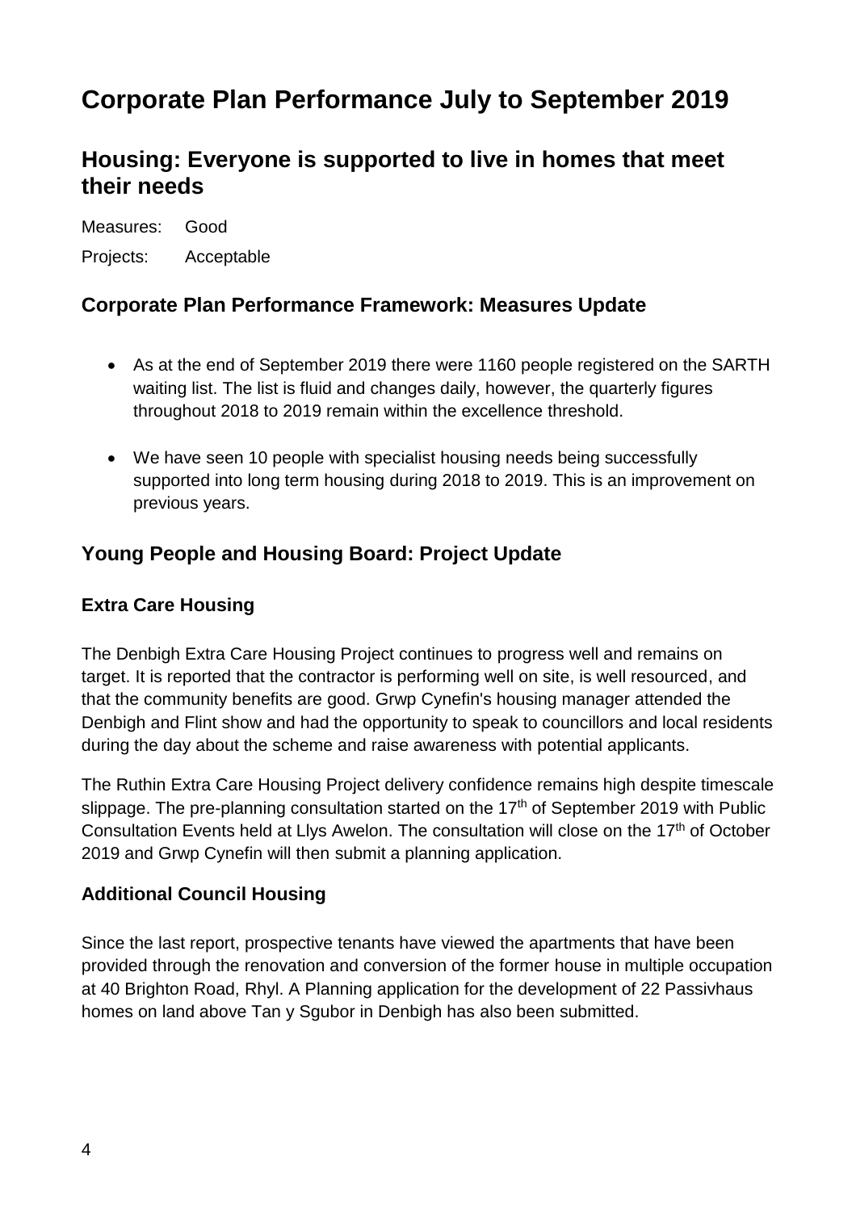# Corporate Plan Performance July to September 2019

## Housing: Everyone is supported to live in homes that meet their needs

Measures: Good

Projects: Acceptable

### Corporate Plan Performance Framework: Measures Update

- As at the end of September 2019 there were 1160 people registered on the SARTH waiting list. The list is fluid and changes daily, however, the quarterly figures throughout 2018 to 2019 remain within the excellence threshold.
- We have seen 10 people with specialist housing needs being successfully supported into long term housing during 2018 to 2019. This is an improvement on previous years.

### Young People and Housing Board: Project Update

#### Extra Care Housing

The Denbigh Extra Care Housing Project continues to progress well and remains on target. It is reported that the contractor is performing well on site, is well resourced, and that the community benefits are good. Grwp Cynefin's housing manager attended the Denbigh and Flint show and had the opportunity to speak to councillors and local residents during the day about the scheme and raise awareness with potential applicants.

The Ruthin Extra Care Housing Project delivery confidence remains high despite timescale slippage. The pre-planning consultation started on the 17th of September 2019 with Public Consultation Events held at Llys Awelon. The consultation will close on the 17th of October 2019 and Grwp Cynefin will then submit a planning application.

#### Additional Council Housing

Since the last report, prospective tenants have viewed the apartments that have been provided through the renovation and conversion of the former house in multiple occupation at 40 Brighton Road, Rhyl. A Planning application for the development of 22 Passivhaus homes on land above Tan y Sgubor in Denbigh has also been submitted.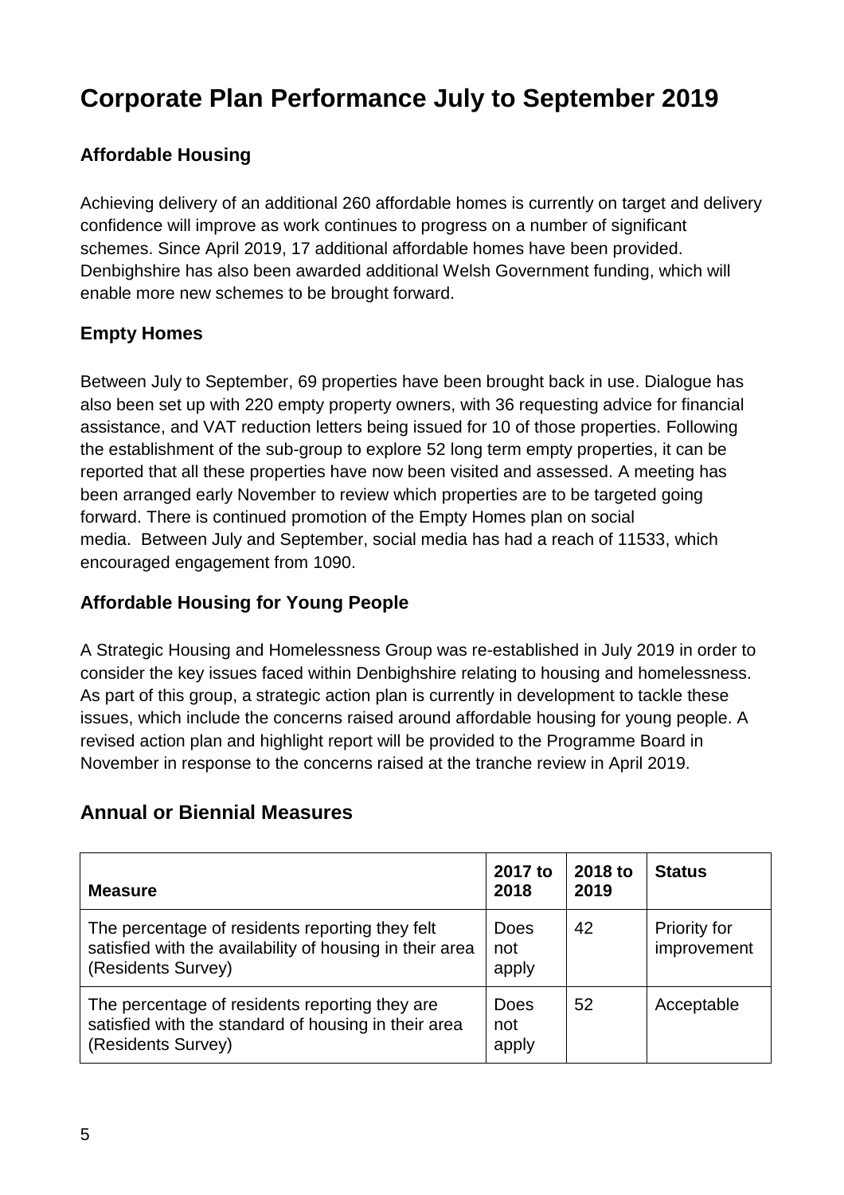# Corporate Plan Performance July to September 2019

### Affordable Housing

Achieving delivery of an additional 260 affordable homes is currently on target and delivery confidence will improve as work continues to progress on a number of significant schemes. Since April 2019, 17 additional affordable homes have been provided. Denbighshire has also been awarded additional Welsh Government funding, which will enable more new schemes to be brought forward.

### Empty Homes

Between July to September, 69 properties have been brought back in use. Dialogue has also been set up with 220 empty property owners, with 36 requesting advice for financial assistance, and VAT reduction letters being issued for 10 of those properties. Following the establishment of the sub-group to explore 52 long term empty properties, it can be reported that all these properties have now been visited and assessed. A meeting has been arranged early November to review which properties are to be targeted going forward. There is continued promotion of the Empty Homes plan on social media. Between July and September, social media has had a reach of 11533, which encouraged engagement from 1090.

### Affordable Housing for Young People

A Strategic Housing and Homelessness Group was re-established in July 2019 in order to consider the key issues faced within Denbighshire relating to housing and homelessness. As part of this group, a strategic action plan is currently in development to tackle these issues, which include the concerns raised around affordable housing for young people. A revised action plan and highlight report will be provided to the Programme Board in November in response to the concerns raised at the tranche review in April 2019.

## Annual or Biennial Measures

| Measure | 2017 to 2018 | 2018 to 2019 | Status |
| --- | --- | --- | --- |
| The percentage of residents reporting they felt satisfied with the availability of housing in their area (Residents Survey) | Does not apply | 42 | Priority for improvement |
| The percentage of residents reporting they are satisfied with the standard of housing in their area (Residents Survey) | Does not apply | 52 | Acceptable |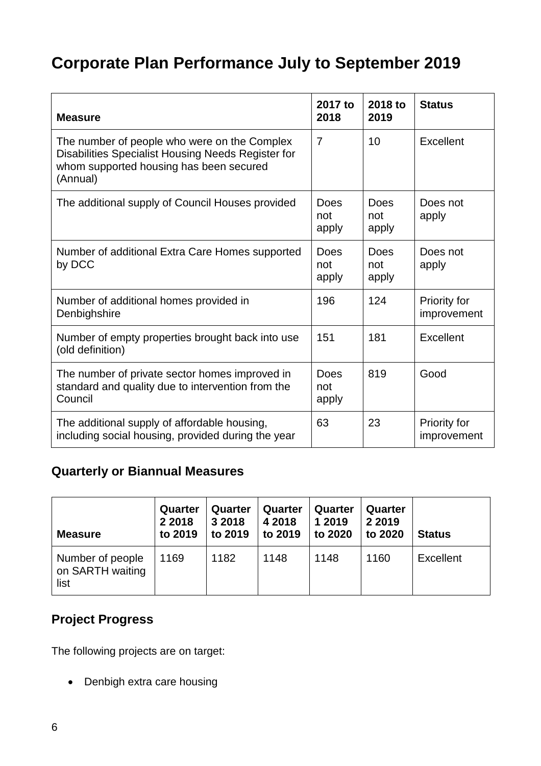# Corporate Plan Performance July to September 2019

| Measure | 2017 to 2018 | 2018 to 2019 | Status |
|---|---|---|---|
| The number of people who were on the Complex Disabilities Specialist Housing Needs Register for whom supported housing has been secured (Annual) | 7 | 10 | Excellent |
| The additional supply of Council Houses provided | Does not apply | Does not apply | Does not apply |
| Number of additional Extra Care Homes supported by DCC | Does not apply | Does not apply | Does not apply |
| Number of additional homes provided in Denbighshire | 196 | 124 | Priority for improvement |
| Number of empty properties brought back into use (old definition) | 151 | 181 | Excellent |
| The number of private sector homes improved in standard and quality due to intervention from the Council | Does not apply | 819 | Good |
| The additional supply of affordable housing, including social housing, provided during the year | 63 | 23 | Priority for improvement |

## Quarterly or Biannual Measures

| Measure | Quarter 2 2018 to 2019 | Quarter 3 2018 to 2019 | Quarter 4 2018 to 2019 | Quarter 1 2019 to 2020 | Quarter 2 2019 to 2020 | Status |
|---|---|---|---|---|---|---|
| Number of people on SARTH waiting list | 1169 | 1182 | 1148 | 1148 | 1160 | Excellent |

## Project Progress

The following projects are on target:

- Denbigh extra care housing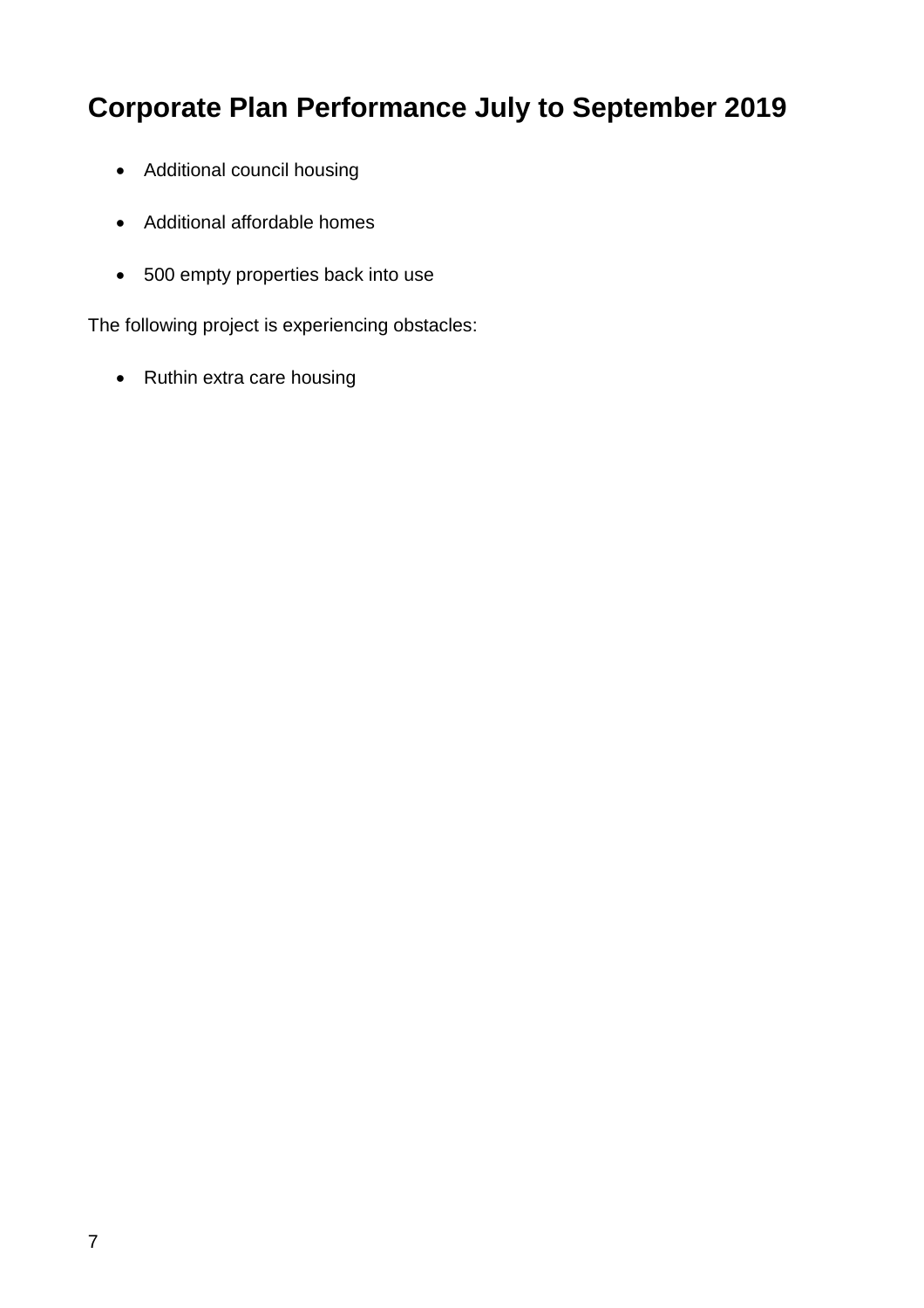## Corporate Plan Performance July to September 2019

- Additional council housing
- Additional affordable homes
- 500 empty properties back into use

The following project is experiencing obstacles:

- Ruthin extra care housing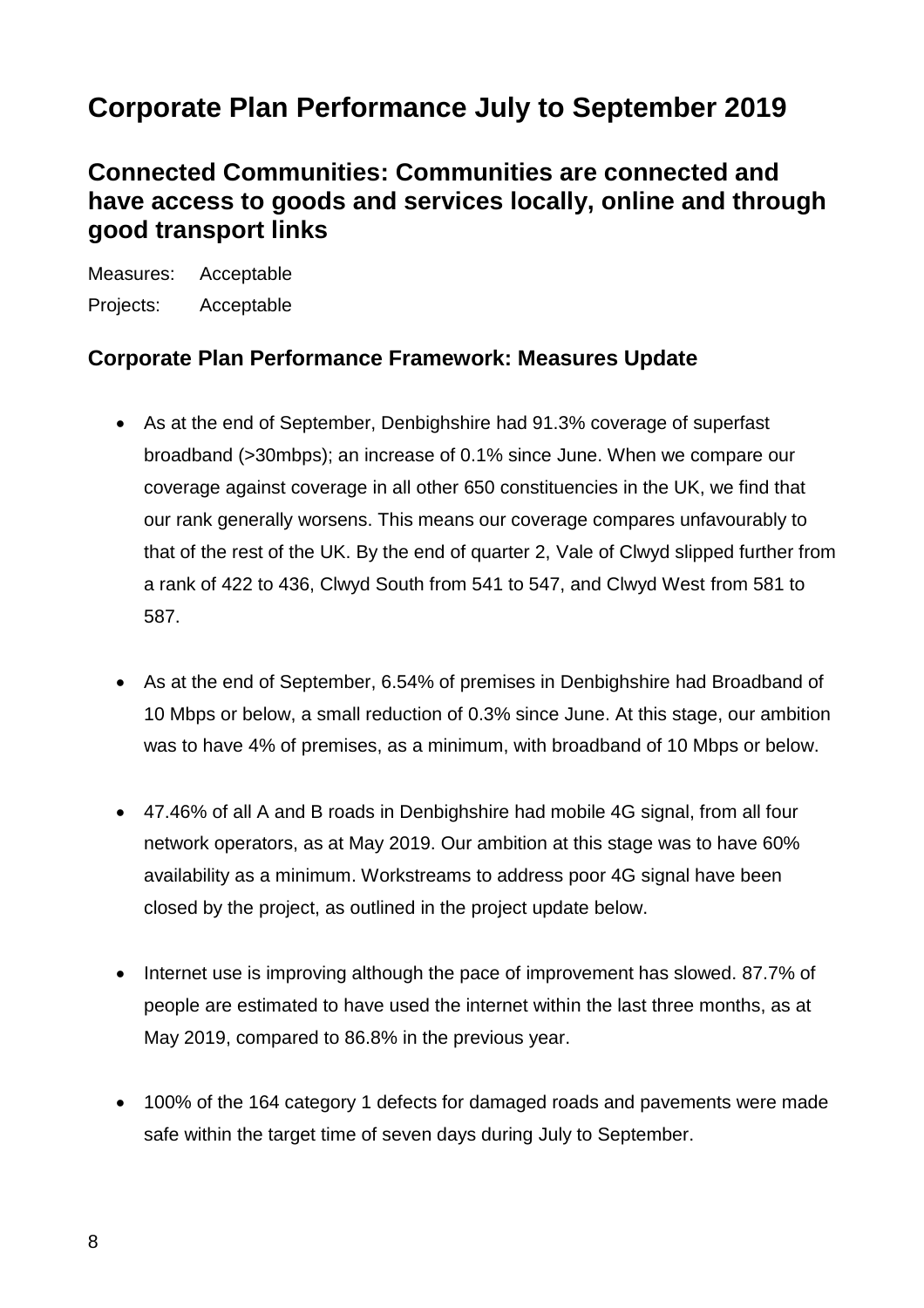# Corporate Plan Performance July to September 2019

## Connected Communities: Communities are connected and have access to goods and services locally, online and through good transport links

Measures: Acceptable

Projects: Acceptable

### Corporate Plan Performance Framework: Measures Update

- As at the end of September, Denbighshire had 91.3% coverage of superfast broadband (>30mbps); an increase of 0.1% since June. When we compare our coverage against coverage in all other 650 constituencies in the UK, we find that our rank generally worsens. This means our coverage compares unfavourably to that of the rest of the UK. By the end of quarter 2, Vale of Clwyd slipped further from a rank of 422 to 436, Clwyd South from 541 to 547, and Clwyd West from 581 to 587.

- As at the end of September, 6.54% of premises in Denbighshire had Broadband of 10 Mbps or below, a small reduction of 0.3% since June. At this stage, our ambition was to have 4% of premises, as a minimum, with broadband of 10 Mbps or below.

- 47.46% of all A and B roads in Denbighshire had mobile 4G signal, from all four network operators, as at May 2019. Our ambition at this stage was to have 60% availability as a minimum. Workstreams to address poor 4G signal have been closed by the project, as outlined in the project update below.

- Internet use is improving although the pace of improvement has slowed. 87.7% of people are estimated to have used the internet within the last three months, as at May 2019, compared to 86.8% in the previous year.

- 100% of the 164 category 1 defects for damaged roads and pavements were made safe within the target time of seven days during July to September.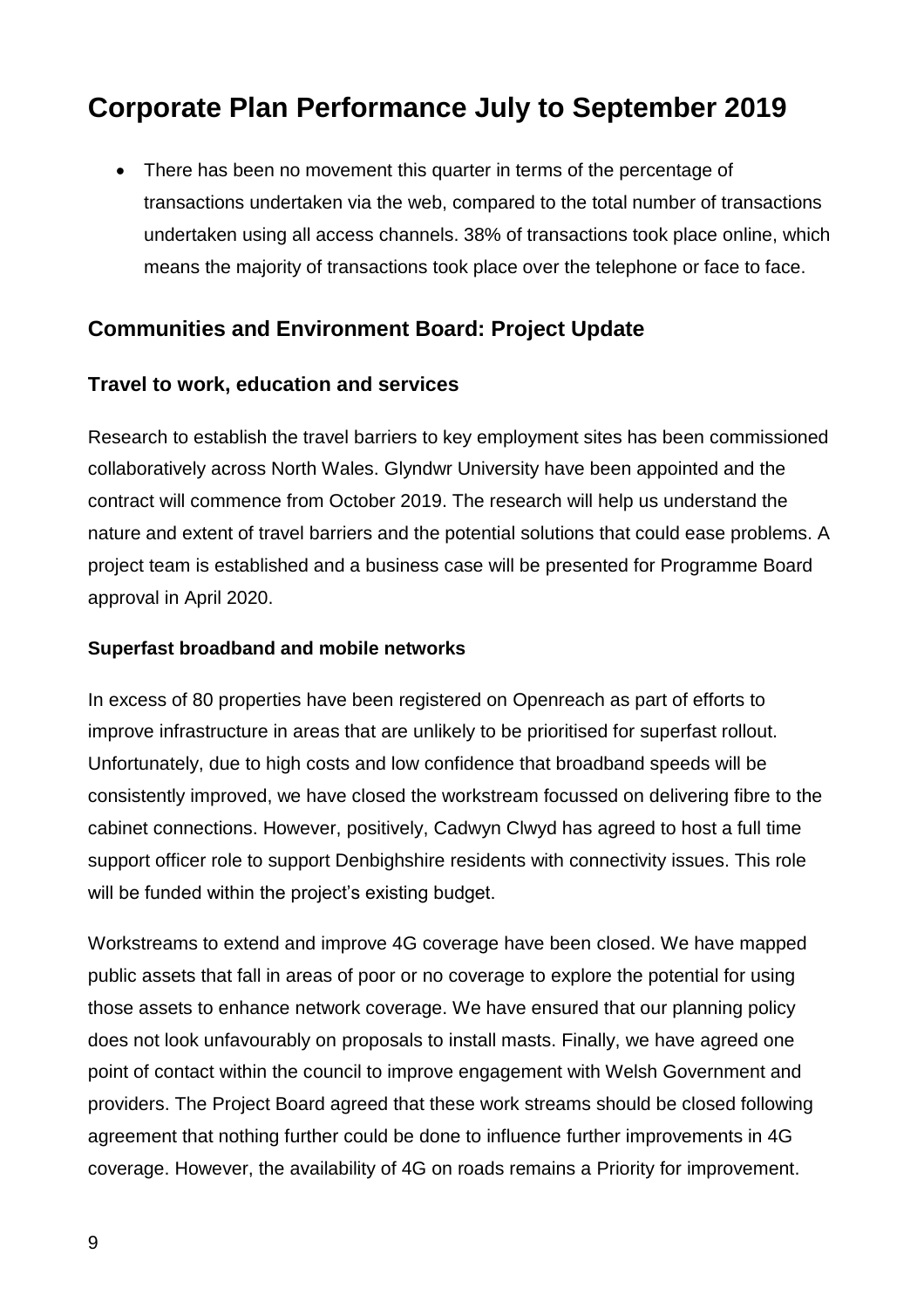# Corporate Plan Performance July to September 2019

- There has been no movement this quarter in terms of the percentage of transactions undertaken via the web, compared to the total number of transactions undertaken using all access channels. 38% of transactions took place online, which means the majority of transactions took place over the telephone or face to face.

## Communities and Environment Board: Project Update

### Travel to work, education and services

Research to establish the travel barriers to key employment sites has been commissioned collaboratively across North Wales. Glyndwr University have been appointed and the contract will commence from October 2019. The research will help us understand the nature and extent of travel barriers and the potential solutions that could ease problems. A project team is established and a business case will be presented for Programme Board approval in April 2020.

#### Superfast broadband and mobile networks

In excess of 80 properties have been registered on Openreach as part of efforts to improve infrastructure in areas that are unlikely to be prioritised for superfast rollout. Unfortunately, due to high costs and low confidence that broadband speeds will be consistently improved, we have closed the workstream focussed on delivering fibre to the cabinet connections. However, positively, Cadwyn Clwyd has agreed to host a full time support officer role to support Denbighshire residents with connectivity issues. This role will be funded within the project's existing budget.

Workstreams to extend and improve 4G coverage have been closed. We have mapped public assets that fall in areas of poor or no coverage to explore the potential for using those assets to enhance network coverage. We have ensured that our planning policy does not look unfavourably on proposals to install masts. Finally, we have agreed one point of contact within the council to improve engagement with Welsh Government and providers. The Project Board agreed that these work streams should be closed following agreement that nothing further could be done to influence further improvements in 4G coverage. However, the availability of 4G on roads remains a Priority for improvement.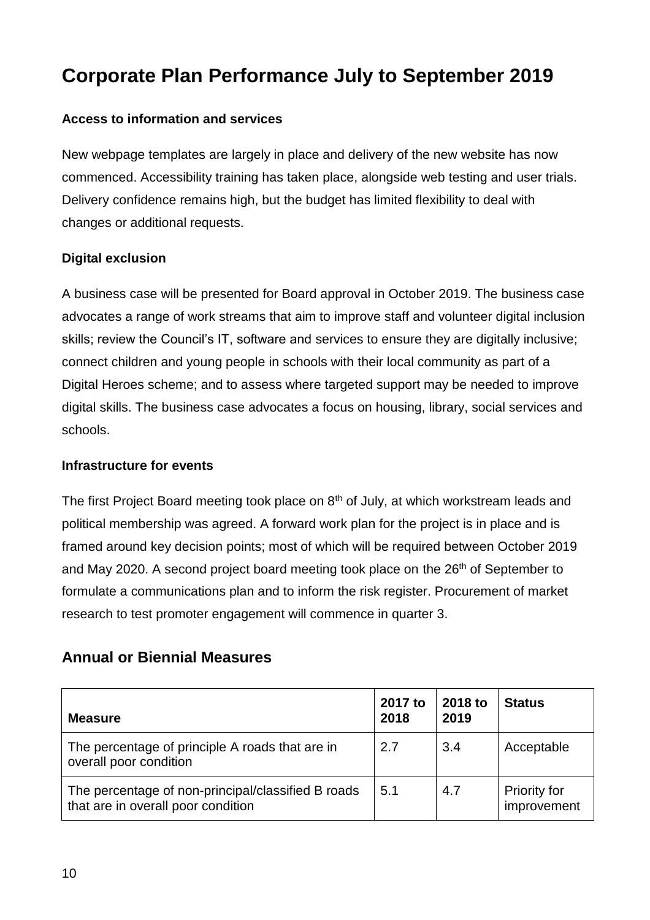# Corporate Plan Performance July to September 2019

### Access to information and services

New webpage templates are largely in place and delivery of the new website has now commenced. Accessibility training has taken place, alongside web testing and user trials. Delivery confidence remains high, but the budget has limited flexibility to deal with changes or additional requests.

### Digital exclusion

A business case will be presented for Board approval in October 2019. The business case advocates a range of work streams that aim to improve staff and volunteer digital inclusion skills; review the Council's IT, software and services to ensure they are digitally inclusive; connect children and young people in schools with their local community as part of a Digital Heroes scheme; and to assess where targeted support may be needed to improve digital skills. The business case advocates a focus on housing, library, social services and schools.

### Infrastructure for events

The first Project Board meeting took place on 8th of July, at which workstream leads and political membership was agreed. A forward work plan for the project is in place and is framed around key decision points; most of which will be required between October 2019 and May 2020. A second project board meeting took place on the 26th of September to formulate a communications plan and to inform the risk register. Procurement of market research to test promoter engagement will commence in quarter 3.

## Annual or Biennial Measures

| Measure | 2017 to 2018 | 2018 to 2019 | Status |
|---|---|---|---|
| The percentage of principle A roads that are in overall poor condition | 2.7 | 3.4 | Acceptable |
| The percentage of non-principal/classified B roads that are in overall poor condition | 5.1 | 4.7 | Priority for improvement |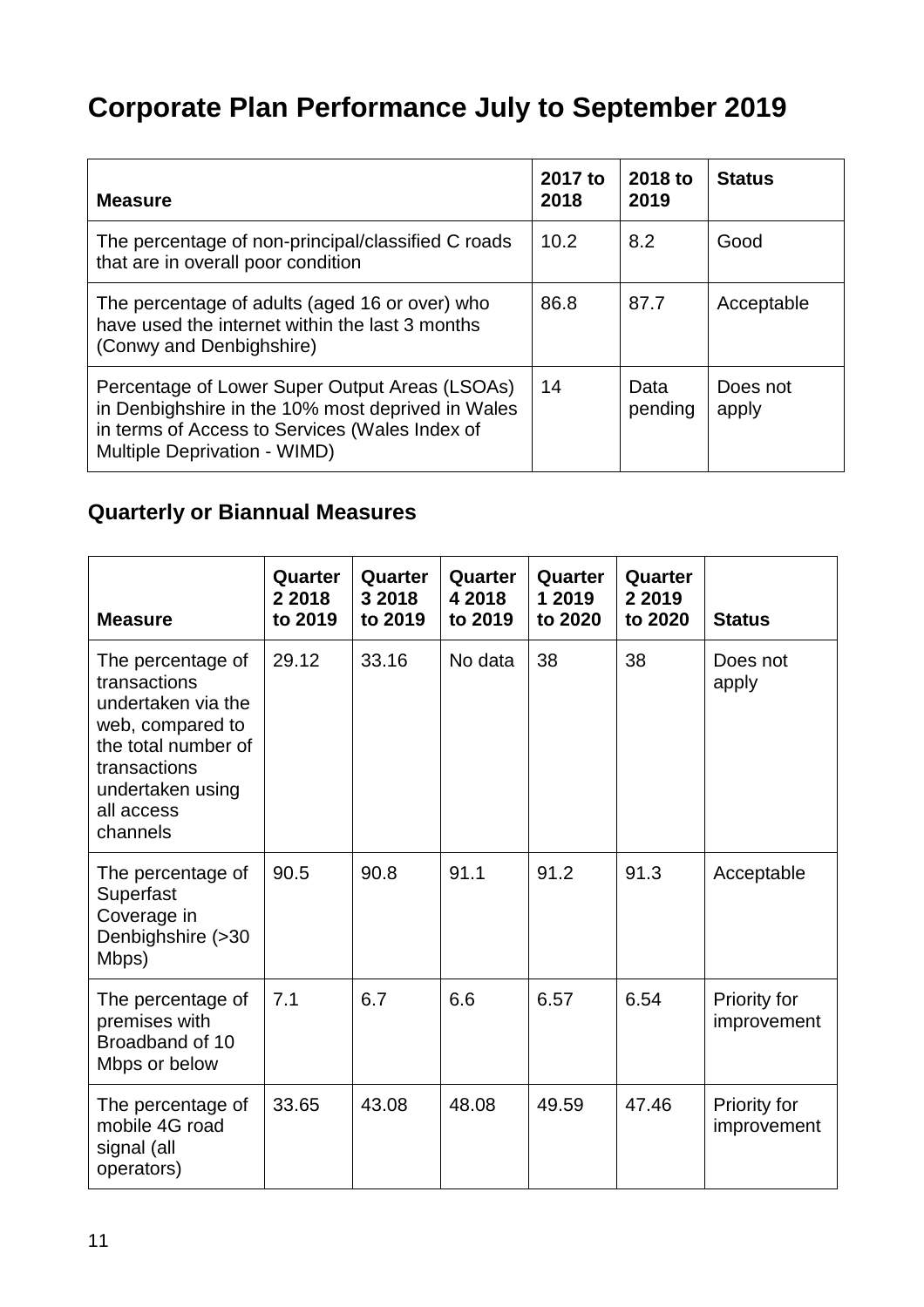# Corporate Plan Performance July to September 2019

| Measure | 2017 to 2018 | 2018 to 2019 | Status |
|---|---|---|---|
| The percentage of non-principal/classified C roads that are in overall poor condition | 10.2 | 8.2 | Good |
| The percentage of adults (aged 16 or over) who have used the internet within the last 3 months (Conwy and Denbighshire) | 86.8 | 87.7 | Acceptable |
| Percentage of Lower Super Output Areas (LSOAs) in Denbighshire in the 10% most deprived in Wales in terms of Access to Services (Wales Index of Multiple Deprivation - WIMD) | 14 | Data pending | Does not apply |

## Quarterly or Biannual Measures

| Measure | Quarter 2 2018 to 2019 | Quarter 3 2018 to 2019 | Quarter 4 2018 to 2019 | Quarter 1 2019 to 2020 | Quarter 2 2019 to 2020 | Status |
|---|---|---|---|---|---|---|
| The percentage of transactions undertaken via the web, compared to the total number of transactions undertaken using all access channels | 29.12 | 33.16 | No data | 38 | 38 | Does not apply |
| The percentage of Superfast Coverage in Denbighshire (>30 Mbps) | 90.5 | 90.8 | 91.1 | 91.2 | 91.3 | Acceptable |
| The percentage of premises with Broadband of 10 Mbps or below | 7.1 | 6.7 | 6.6 | 6.57 | 6.54 | Priority for improvement |
| The percentage of mobile 4G road signal (all operators) | 33.65 | 43.08 | 48.08 | 49.59 | 47.46 | Priority for improvement |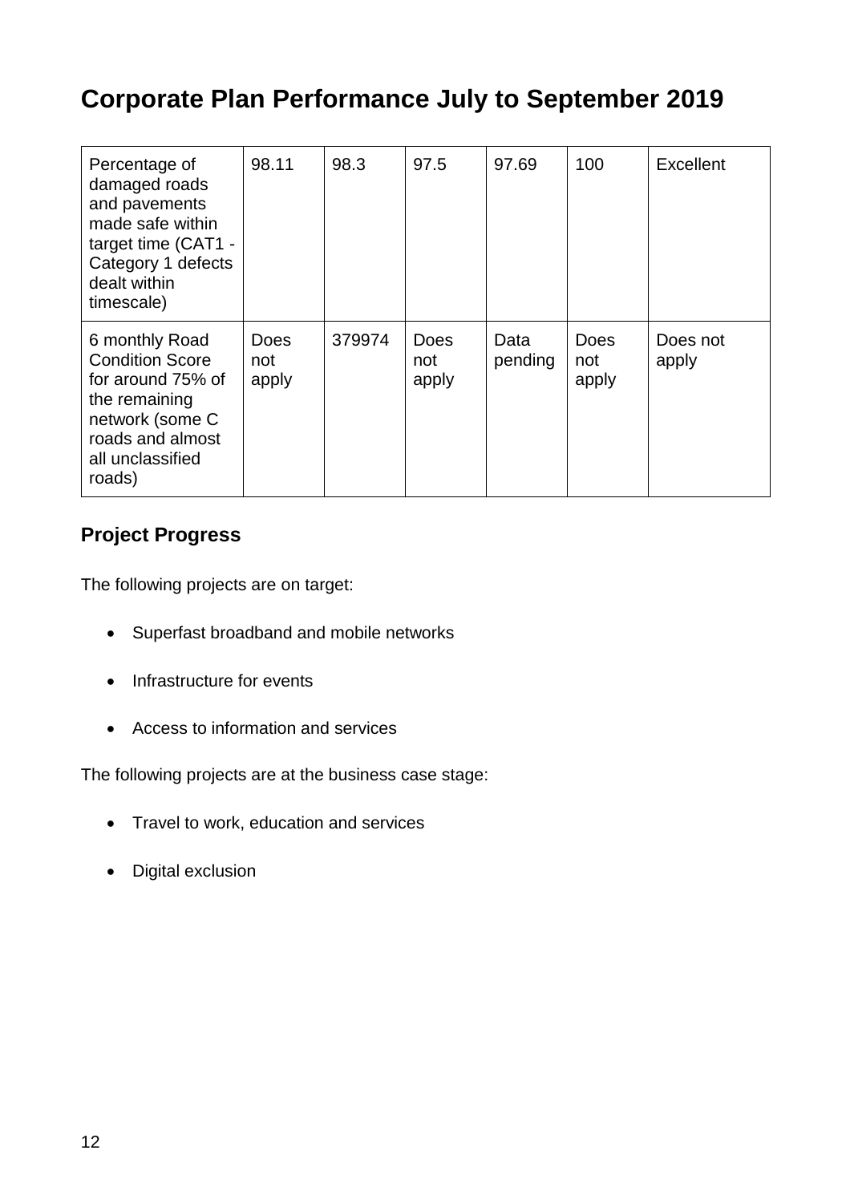# Corporate Plan Performance July to September 2019

| | | | | | | |
|---|---|---|---|---|---|---|
| Percentage of damaged roads and pavements made safe within target time (CAT1 - Category 1 defects dealt within timescale) | 98.11 | 98.3 | 97.5 | 97.69 | 100 | Excellent |
| 6 monthly Road Condition Score for around 75% of the remaining network (some C roads and almost all unclassified roads) | Does not apply | 379974 | Does not apply | Data pending | Does not apply | Does not apply |

## Project Progress

The following projects are on target:

- Superfast broadband and mobile networks
- Infrastructure for events
- Access to information and services

The following projects are at the business case stage:

- Travel to work, education and services
- Digital exclusion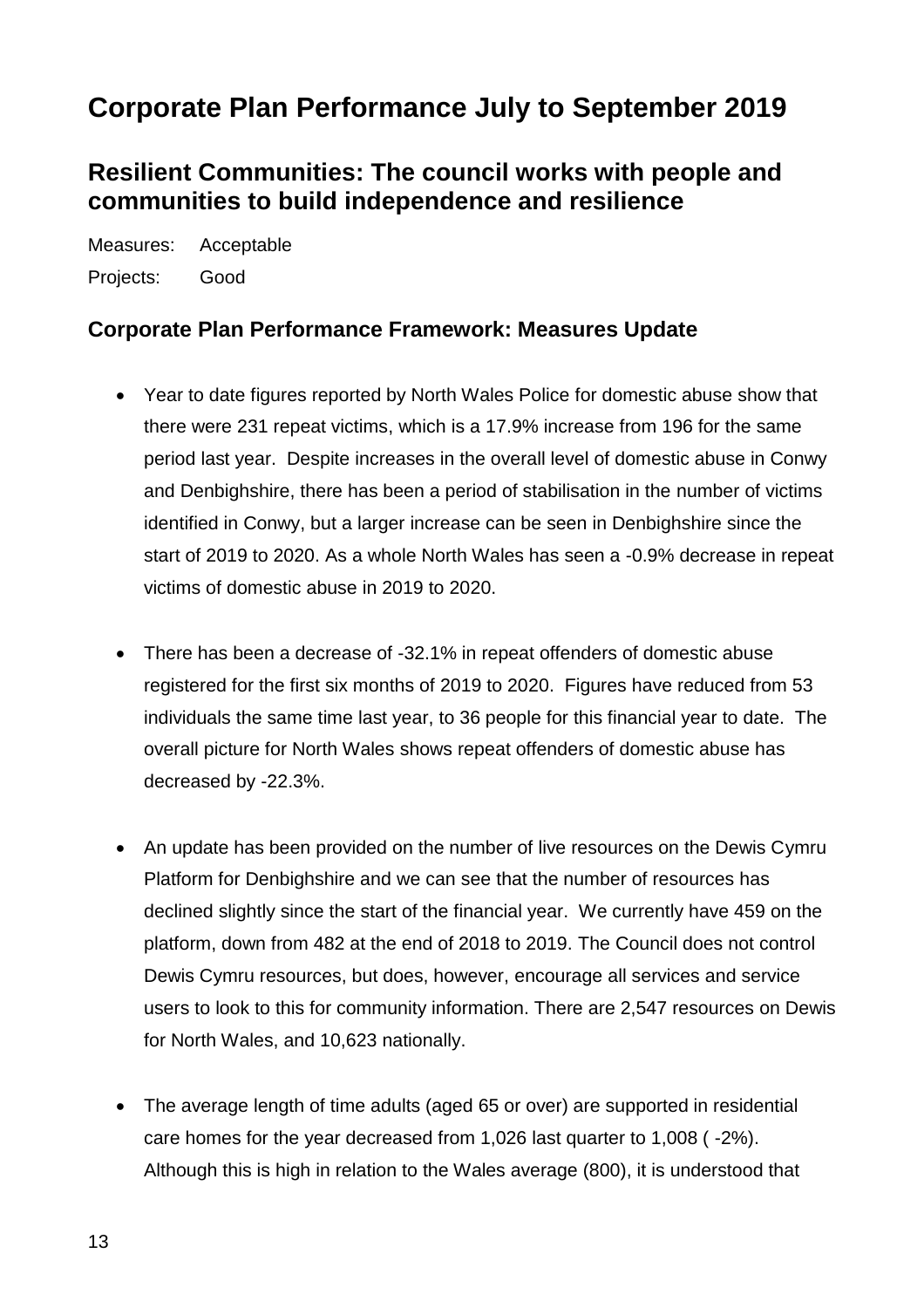# Corporate Plan Performance July to September 2019

## Resilient Communities: The council works with people and communities to build independence and resilience

Measures: Acceptable

Projects: Good

### Corporate Plan Performance Framework: Measures Update

- Year to date figures reported by North Wales Police for domestic abuse show that there were 231 repeat victims, which is a 17.9% increase from 196 for the same period last year. Despite increases in the overall level of domestic abuse in Conwy and Denbighshire, there has been a period of stabilisation in the number of victims identified in Conwy, but a larger increase can be seen in Denbighshire since the start of 2019 to 2020. As a whole North Wales has seen a -0.9% decrease in repeat victims of domestic abuse in 2019 to 2020.

- There has been a decrease of -32.1% in repeat offenders of domestic abuse registered for the first six months of 2019 to 2020. Figures have reduced from 53 individuals the same time last year, to 36 people for this financial year to date. The overall picture for North Wales shows repeat offenders of domestic abuse has decreased by -22.3%.

- An update has been provided on the number of live resources on the Dewis Cymru Platform for Denbighshire and we can see that the number of resources has declined slightly since the start of the financial year. We currently have 459 on the platform, down from 482 at the end of 2018 to 2019. The Council does not control Dewis Cymru resources, but does, however, encourage all services and service users to look to this for community information. There are 2,547 resources on Dewis for North Wales, and 10,623 nationally.

- The average length of time adults (aged 65 or over) are supported in residential care homes for the year decreased from 1,026 last quarter to 1,008 ( -2%). Although this is high in relation to the Wales average (800), it is understood that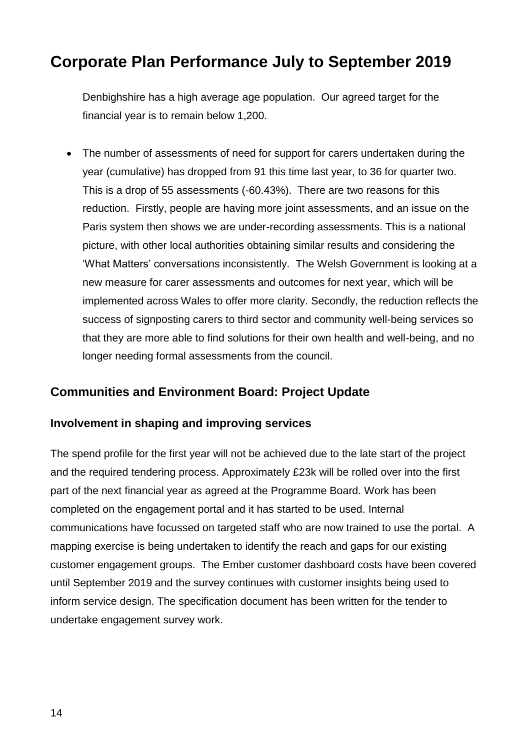# Corporate Plan Performance July to September 2019

Denbighshire has a high average age population. Our agreed target for the financial year is to remain below 1,200.

- The number of assessments of need for support for carers undertaken during the year (cumulative) has dropped from 91 this time last year, to 36 for quarter two. This is a drop of 55 assessments (-60.43%). There are two reasons for this reduction. Firstly, people are having more joint assessments, and an issue on the Paris system then shows we are under-recording assessments. This is a national picture, with other local authorities obtaining similar results and considering the 'What Matters' conversations inconsistently. The Welsh Government is looking at a new measure for carer assessments and outcomes for next year, which will be implemented across Wales to offer more clarity. Secondly, the reduction reflects the success of signposting carers to third sector and community well-being services so that they are more able to find solutions for their own health and well-being, and no longer needing formal assessments from the council.

## Communities and Environment Board: Project Update

### Involvement in shaping and improving services

The spend profile for the first year will not be achieved due to the late start of the project and the required tendering process. Approximately £23k will be rolled over into the first part of the next financial year as agreed at the Programme Board. Work has been completed on the engagement portal and it has started to be used. Internal communications have focussed on targeted staff who are now trained to use the portal. A mapping exercise is being undertaken to identify the reach and gaps for our existing customer engagement groups. The Ember customer dashboard costs have been covered until September 2019 and the survey continues with customer insights being used to inform service design. The specification document has been written for the tender to undertake engagement survey work.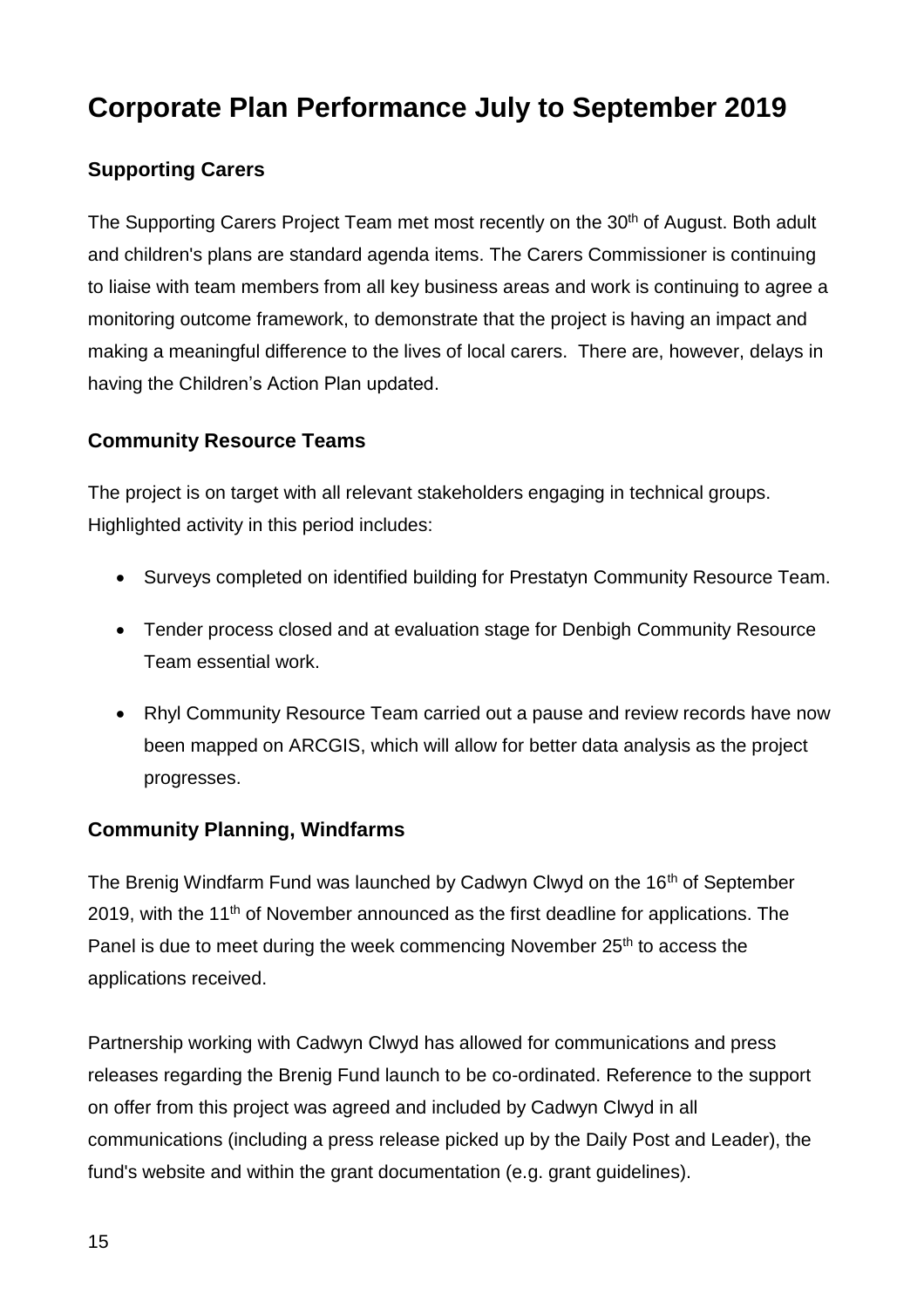# Corporate Plan Performance July to September 2019

## Supporting Carers

The Supporting Carers Project Team met most recently on the 30th of August. Both adult and children's plans are standard agenda items. The Carers Commissioner is continuing to liaise with team members from all key business areas and work is continuing to agree a monitoring outcome framework, to demonstrate that the project is having an impact and making a meaningful difference to the lives of local carers. There are, however, delays in having the Children's Action Plan updated.

## Community Resource Teams

The project is on target with all relevant stakeholders engaging in technical groups. Highlighted activity in this period includes:

- Surveys completed on identified building for Prestatyn Community Resource Team.
- Tender process closed and at evaluation stage for Denbigh Community Resource Team essential work.
- Rhyl Community Resource Team carried out a pause and review records have now been mapped on ARCGIS, which will allow for better data analysis as the project progresses.

## Community Planning, Windfarms

The Brenig Windfarm Fund was launched by Cadwyn Clwyd on the 16th of September 2019, with the 11th of November announced as the first deadline for applications. The Panel is due to meet during the week commencing November 25th to access the applications received.

Partnership working with Cadwyn Clwyd has allowed for communications and press releases regarding the Brenig Fund launch to be co-ordinated. Reference to the support on offer from this project was agreed and included by Cadwyn Clwyd in all communications (including a press release picked up by the Daily Post and Leader), the fund's website and within the grant documentation (e.g. grant guidelines).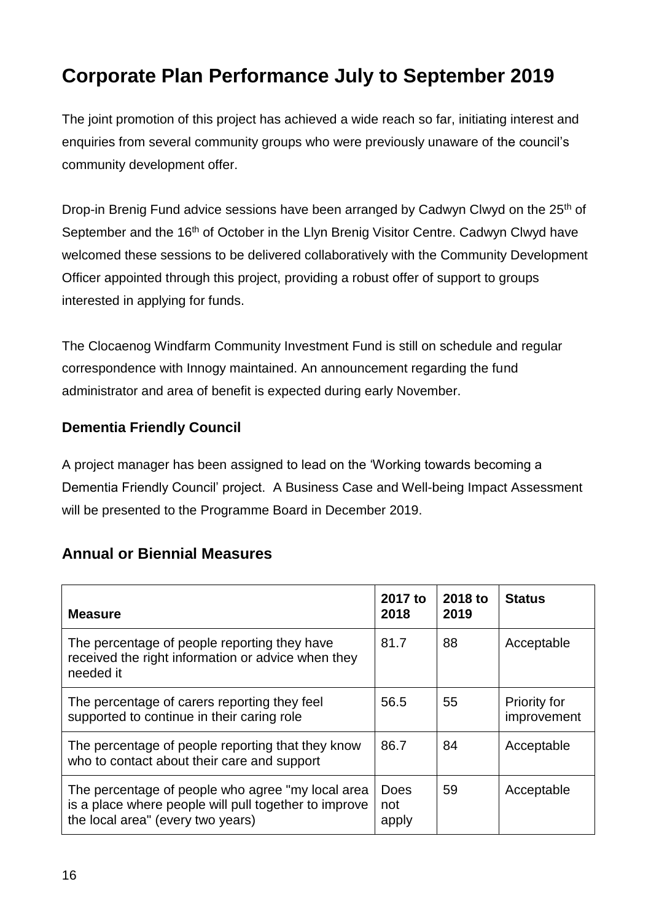# Corporate Plan Performance July to September 2019

The joint promotion of this project has achieved a wide reach so far, initiating interest and enquiries from several community groups who were previously unaware of the council's community development offer.

Drop-in Brenig Fund advice sessions have been arranged by Cadwyn Clwyd on the 25th of September and the 16th of October in the Llyn Brenig Visitor Centre. Cadwyn Clwyd have welcomed these sessions to be delivered collaboratively with the Community Development Officer appointed through this project, providing a robust offer of support to groups interested in applying for funds.

The Clocaenog Windfarm Community Investment Fund is still on schedule and regular correspondence with Innogy maintained. An announcement regarding the fund administrator and area of benefit is expected during early November.

### Dementia Friendly Council

A project manager has been assigned to lead on the 'Working towards becoming a Dementia Friendly Council' project. A Business Case and Well-being Impact Assessment will be presented to the Programme Board in December 2019.

## Annual or Biennial Measures

| Measure | 2017 to 2018 | 2018 to 2019 | Status |
|---|---|---|---|
| The percentage of people reporting they have received the right information or advice when they needed it | 81.7 | 88 | Acceptable |
| The percentage of carers reporting they feel supported to continue in their caring role | 56.5 | 55 | Priority for improvement |
| The percentage of people reporting that they know who to contact about their care and support | 86.7 | 84 | Acceptable |
| The percentage of people who agree "my local area is a place where people will pull together to improve the local area" (every two years) | Does not apply | 59 | Acceptable |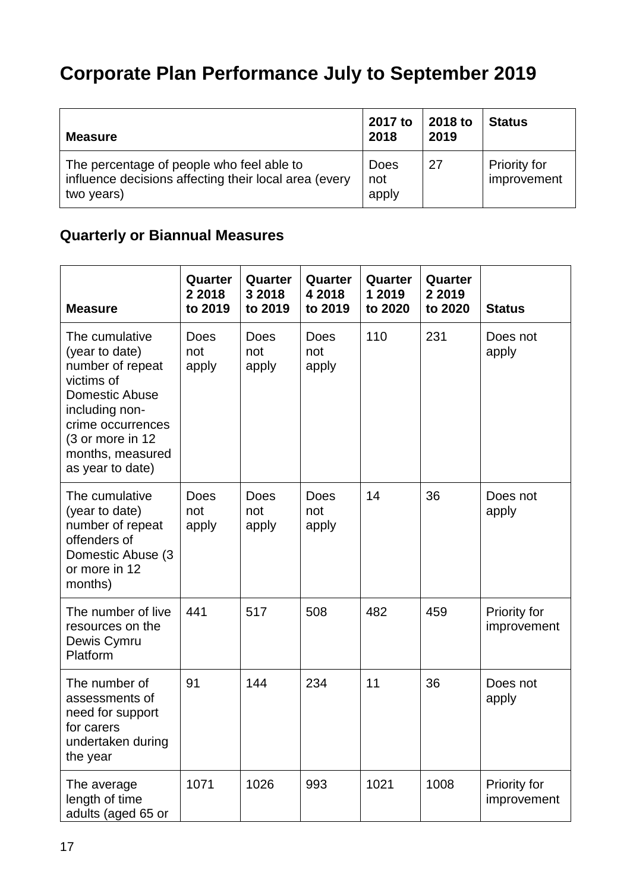# Corporate Plan Performance July to September 2019

| Measure | 2017 to 2018 | 2018 to 2019 | Status |
|---|---|---|---|
| The percentage of people who feel able to influence decisions affecting their local area (every two years) | Does not apply | 27 | Priority for improvement |

## Quarterly or Biannual Measures

| Measure | Quarter 2 2018 to 2019 | Quarter 3 2018 to 2019 | Quarter 4 2018 to 2019 | Quarter 1 2019 to 2020 | Quarter 2 2019 to 2020 | Status |
|---|---|---|---|---|---|---|
| The cumulative (year to date) number of repeat victims of Domestic Abuse including non-crime occurrences (3 or more in 12 months, measured as year to date) | Does not apply | Does not apply | Does not apply | 110 | 231 | Does not apply |
| The cumulative (year to date) number of repeat offenders of Domestic Abuse (3 or more in 12 months) | Does not apply | Does not apply | Does not apply | 14 | 36 | Does not apply |
| The number of live resources on the Dewis Cymru Platform | 441 | 517 | 508 | 482 | 459 | Priority for improvement |
| The number of assessments of need for support for carers undertaken during the year | 91 | 144 | 234 | 11 | 36 | Does not apply |
| The average length of time adults (aged 65 or | 1071 | 1026 | 993 | 1021 | 1008 | Priority for improvement |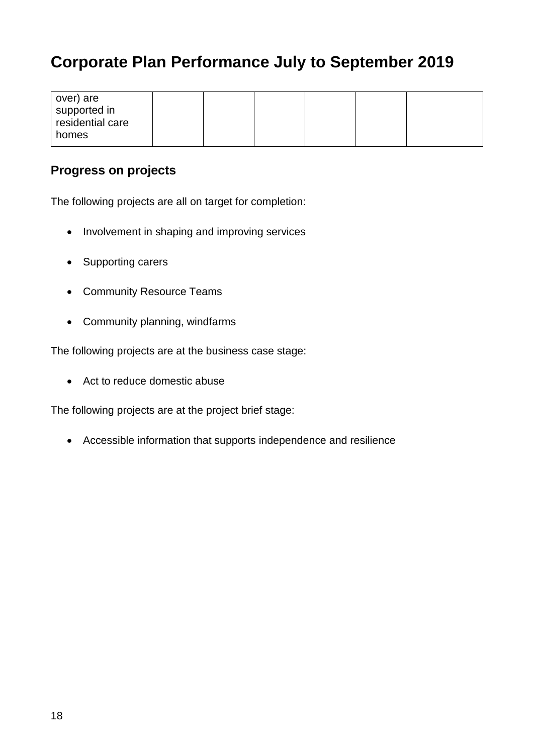# Corporate Plan Performance July to September 2019

| | | | | | | |
|---|---|---|---|---|---|---|
| over) are supported in residential care homes | | | | | | |

## Progress on projects

The following projects are all on target for completion:

- Involvement in shaping and improving services
- Supporting carers
- Community Resource Teams
- Community planning, windfarms

The following projects are at the business case stage:

- Act to reduce domestic abuse

The following projects are at the project brief stage:

- Accessible information that supports independence and resilience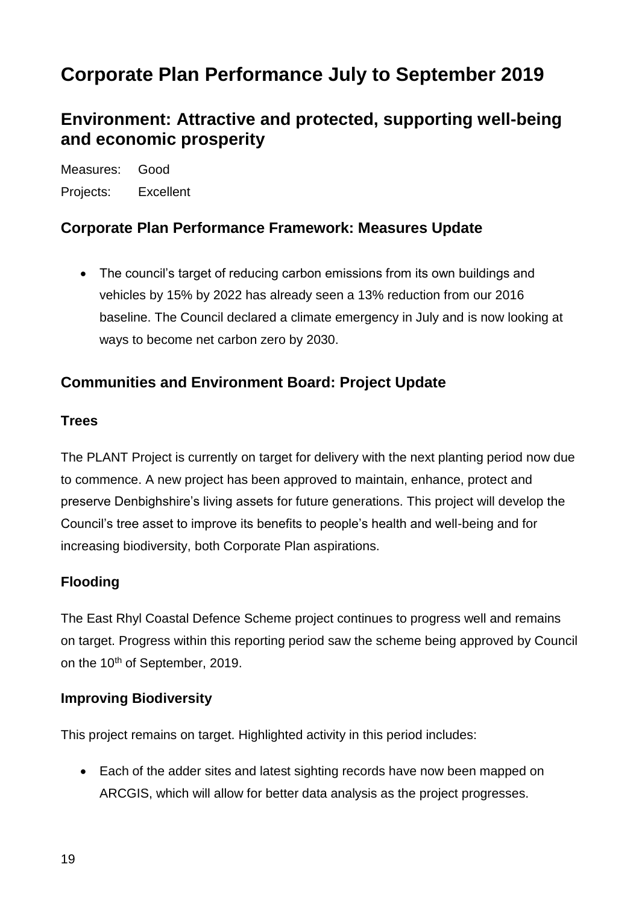# Corporate Plan Performance July to September 2019

## Environment: Attractive and protected, supporting well-being and economic prosperity

Measures: Good

Projects: Excellent

### Corporate Plan Performance Framework: Measures Update

- The council's target of reducing carbon emissions from its own buildings and vehicles by 15% by 2022 has already seen a 13% reduction from our 2016 baseline. The Council declared a climate emergency in July and is now looking at ways to become net carbon zero by 2030.

### Communities and Environment Board: Project Update

#### Trees

The PLANT Project is currently on target for delivery with the next planting period now due to commence. A new project has been approved to maintain, enhance, protect and preserve Denbighshire's living assets for future generations. This project will develop the Council's tree asset to improve its benefits to people's health and well-being and for increasing biodiversity, both Corporate Plan aspirations.

#### Flooding

The East Rhyl Coastal Defence Scheme project continues to progress well and remains on target. Progress within this reporting period saw the scheme being approved by Council on the 10th of September, 2019.

#### Improving Biodiversity

This project remains on target. Highlighted activity in this period includes:

- Each of the adder sites and latest sighting records have now been mapped on ARCGIS, which will allow for better data analysis as the project progresses.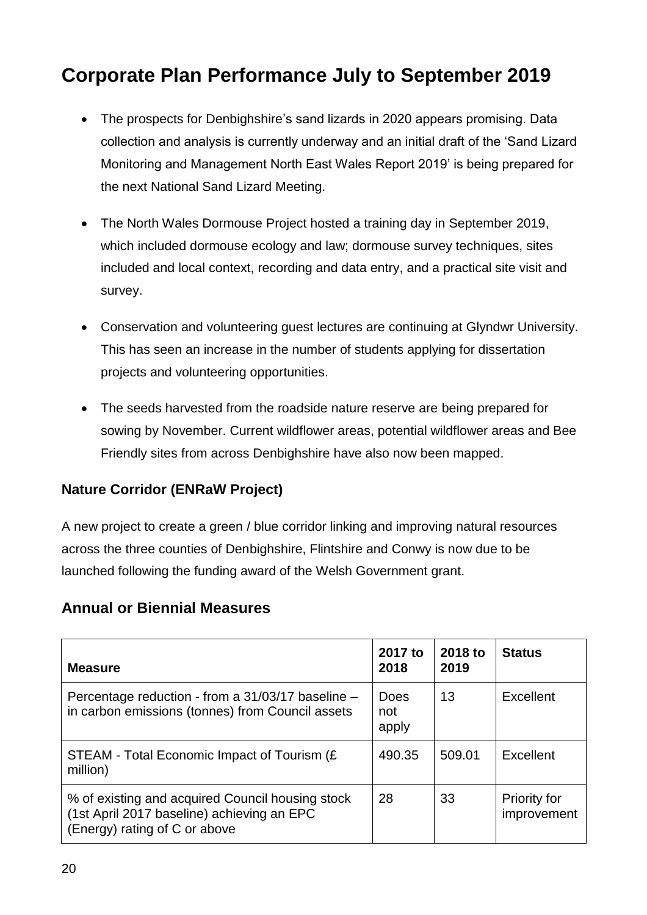# Corporate Plan Performance July to September 2019

- The prospects for Denbighshire's sand lizards in 2020 appears promising. Data collection and analysis is currently underway and an initial draft of the 'Sand Lizard Monitoring and Management North East Wales Report 2019' is being prepared for the next National Sand Lizard Meeting.
- The North Wales Dormouse Project hosted a training day in September 2019, which included dormouse ecology and law; dormouse survey techniques, sites included and local context, recording and data entry, and a practical site visit and survey.
- Conservation and volunteering guest lectures are continuing at Glyndwr University. This has seen an increase in the number of students applying for dissertation projects and volunteering opportunities.
- The seeds harvested from the roadside nature reserve are being prepared for sowing by November. Current wildflower areas, potential wildflower areas and Bee Friendly sites from across Denbighshire have also now been mapped.

### Nature Corridor (ENRaW Project)

A new project to create a green / blue corridor linking and improving natural resources across the three counties of Denbighshire, Flintshire and Conwy is now due to be launched following the funding award of the Welsh Government grant.

## Annual or Biennial Measures

| Measure | 2017 to 2018 | 2018 to 2019 | Status |
|---|---|---|---|
| Percentage reduction - from a 31/03/17 baseline – in carbon emissions (tonnes) from Council assets | Does not apply | 13 | Excellent |
| STEAM - Total Economic Impact of Tourism (£ million) | 490.35 | 509.01 | Excellent |
| % of existing and acquired Council housing stock (1st April 2017 baseline) achieving an EPC (Energy) rating of C or above | 28 | 33 | Priority for improvement |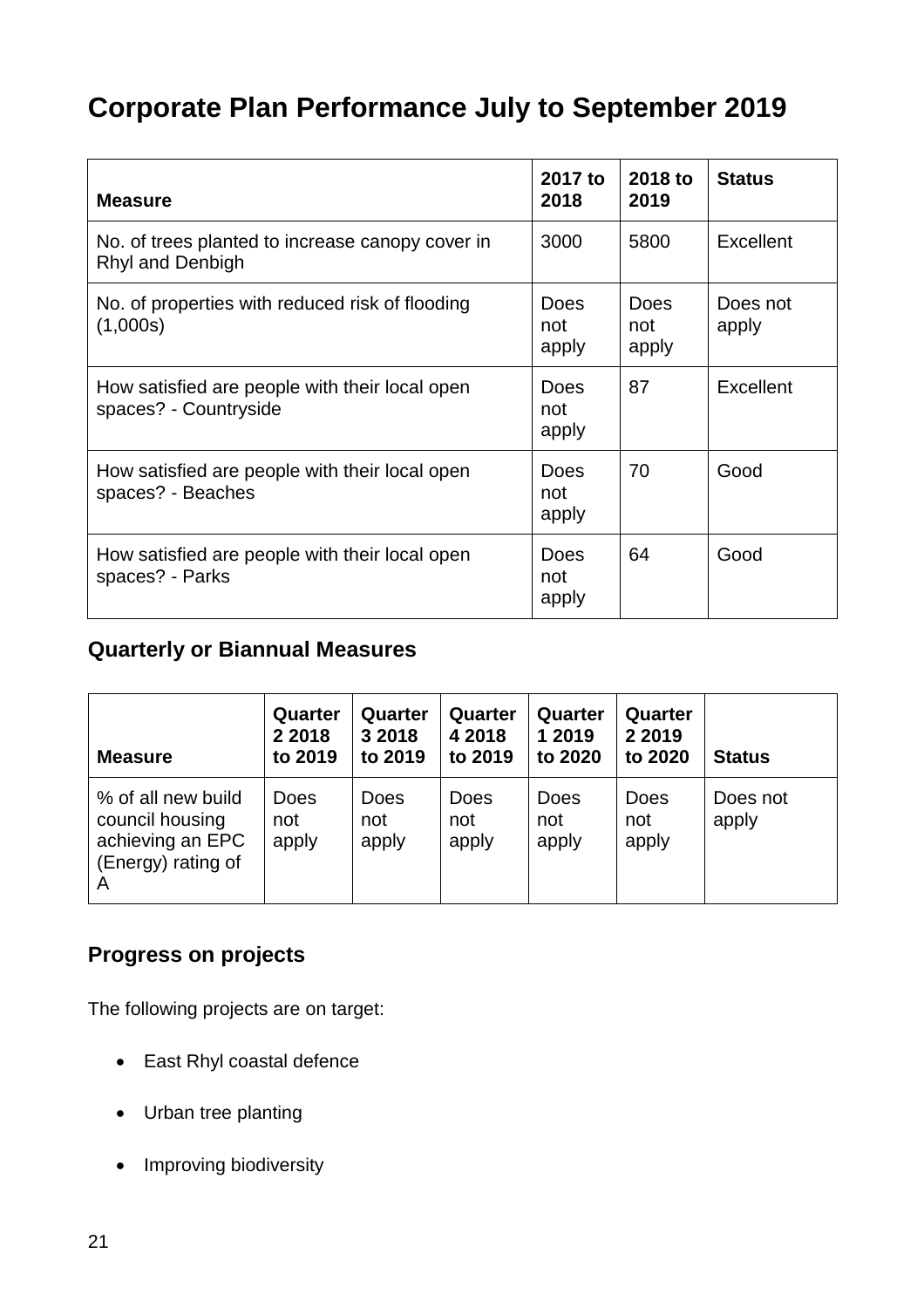# Corporate Plan Performance July to September 2019

| Measure | 2017 to 2018 | 2018 to 2019 | Status |
|---|---|---|---|
| No. of trees planted to increase canopy cover in Rhyl and Denbigh | 3000 | 5800 | Excellent |
| No. of properties with reduced risk of flooding (1,000s) | Does not apply | Does not apply | Does not apply |
| How satisfied are people with their local open spaces? - Countryside | Does not apply | 87 | Excellent |
| How satisfied are people with their local open spaces? - Beaches | Does not apply | 70 | Good |
| How satisfied are people with their local open spaces? - Parks | Does not apply | 64 | Good |

## Quarterly or Biannual Measures

| Measure | Quarter 2 2018 to 2019 | Quarter 3 2018 to 2019 | Quarter 4 2018 to 2019 | Quarter 1 2019 to 2020 | Quarter 2 2019 to 2020 | Status |
|---|---|---|---|---|---|---|
| % of all new build council housing achieving an EPC (Energy) rating of A | Does not apply | Does not apply | Does not apply | Does not apply | Does not apply | Does not apply |

## Progress on projects

The following projects are on target:

- East Rhyl coastal defence
- Urban tree planting
- Improving biodiversity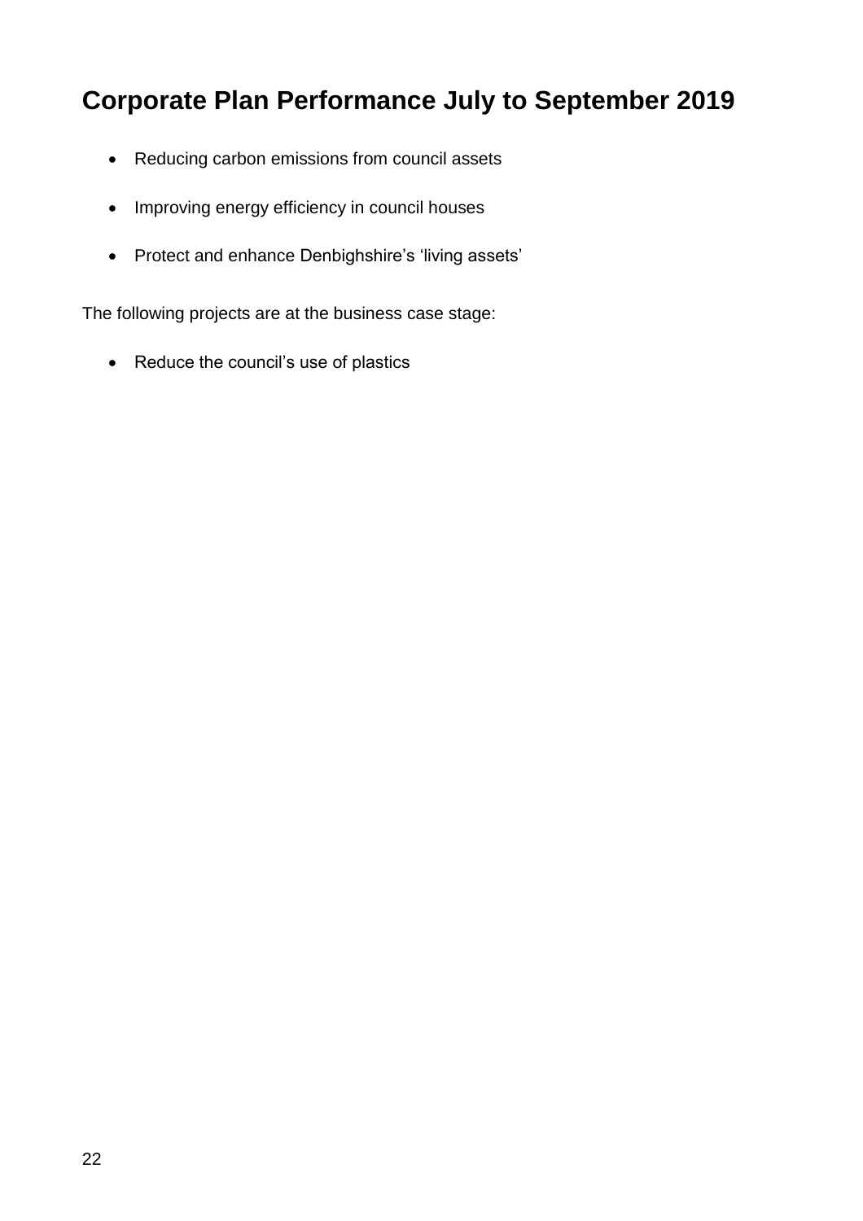# Corporate Plan Performance July to September 2019

- Reducing carbon emissions from council assets
- Improving energy efficiency in council houses
- Protect and enhance Denbighshire's 'living assets'

The following projects are at the business case stage:

- Reduce the council's use of plastics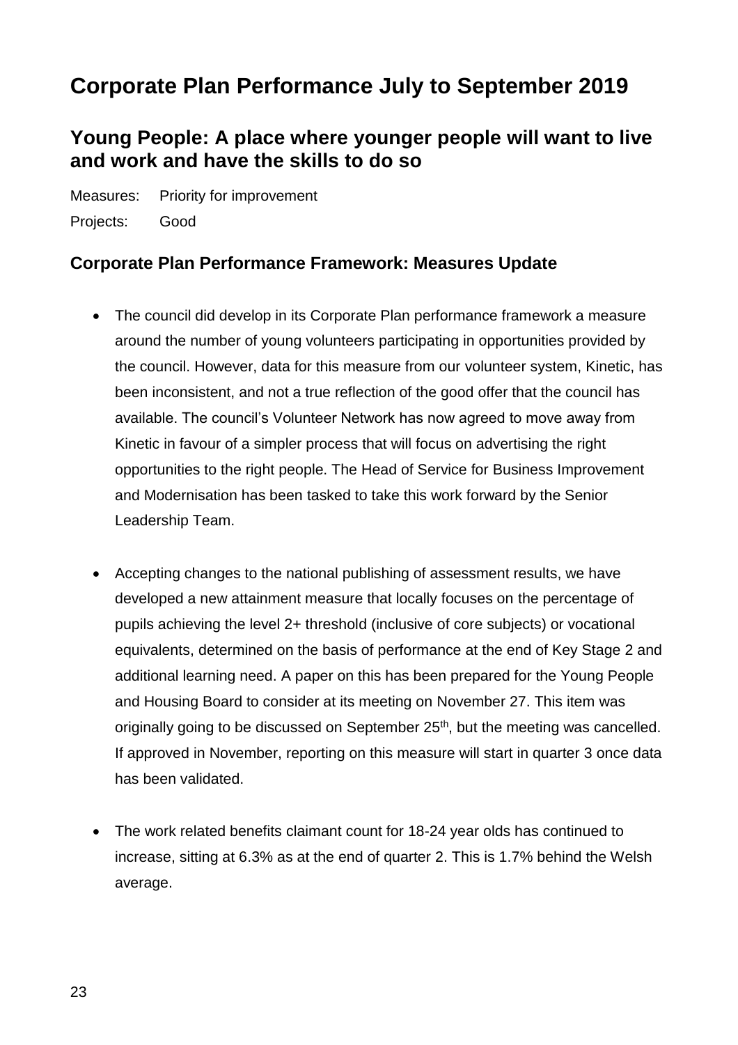# Corporate Plan Performance July to September 2019

## Young People: A place where younger people will want to live and work and have the skills to do so

Measures: Priority for improvement

Projects: Good

### Corporate Plan Performance Framework: Measures Update

- The council did develop in its Corporate Plan performance framework a measure around the number of young volunteers participating in opportunities provided by the council. However, data for this measure from our volunteer system, Kinetic, has been inconsistent, and not a true reflection of the good offer that the council has available. The council's Volunteer Network has now agreed to move away from Kinetic in favour of a simpler process that will focus on advertising the right opportunities to the right people. The Head of Service for Business Improvement and Modernisation has been tasked to take this work forward by the Senior Leadership Team.

- Accepting changes to the national publishing of assessment results, we have developed a new attainment measure that locally focuses on the percentage of pupils achieving the level 2+ threshold (inclusive of core subjects) or vocational equivalents, determined on the basis of performance at the end of Key Stage 2 and additional learning need. A paper on this has been prepared for the Young People and Housing Board to consider at its meeting on November 27. This item was originally going to be discussed on September 25th, but the meeting was cancelled. If approved in November, reporting on this measure will start in quarter 3 once data has been validated.

- The work related benefits claimant count for 18-24 year olds has continued to increase, sitting at 6.3% as at the end of quarter 2. This is 1.7% behind the Welsh average.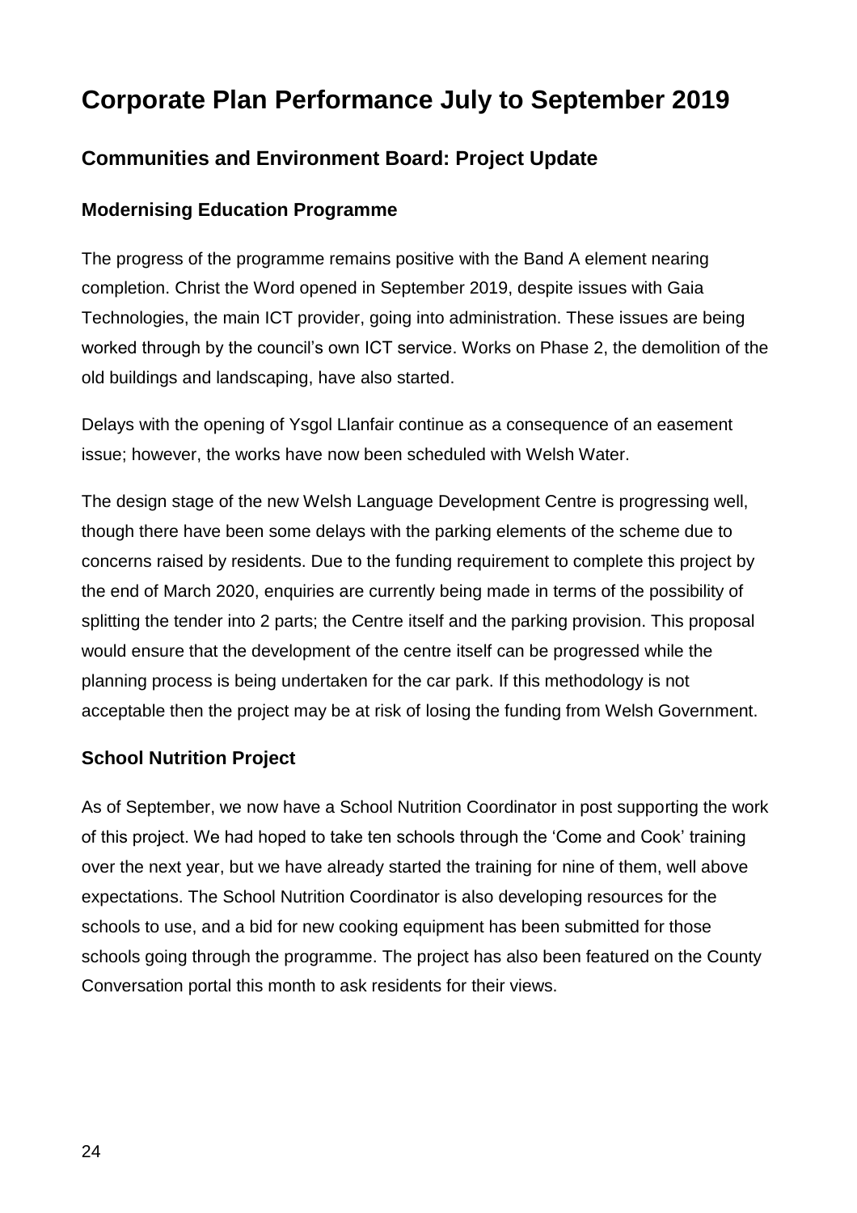# Corporate Plan Performance July to September 2019

## Communities and Environment Board: Project Update

### Modernising Education Programme

The progress of the programme remains positive with the Band A element nearing completion. Christ the Word opened in September 2019, despite issues with Gaia Technologies, the main ICT provider, going into administration. These issues are being worked through by the council's own ICT service. Works on Phase 2, the demolition of the old buildings and landscaping, have also started.

Delays with the opening of Ysgol Llanfair continue as a consequence of an easement issue; however, the works have now been scheduled with Welsh Water.

The design stage of the new Welsh Language Development Centre is progressing well, though there have been some delays with the parking elements of the scheme due to concerns raised by residents. Due to the funding requirement to complete this project by the end of March 2020, enquiries are currently being made in terms of the possibility of splitting the tender into 2 parts; the Centre itself and the parking provision. This proposal would ensure that the development of the centre itself can be progressed while the planning process is being undertaken for the car park. If this methodology is not acceptable then the project may be at risk of losing the funding from Welsh Government.

### School Nutrition Project

As of September, we now have a School Nutrition Coordinator in post supporting the work of this project. We had hoped to take ten schools through the 'Come and Cook' training over the next year, but we have already started the training for nine of them, well above expectations. The School Nutrition Coordinator is also developing resources for the schools to use, and a bid for new cooking equipment has been submitted for those schools going through the programme. The project has also been featured on the County Conversation portal this month to ask residents for their views.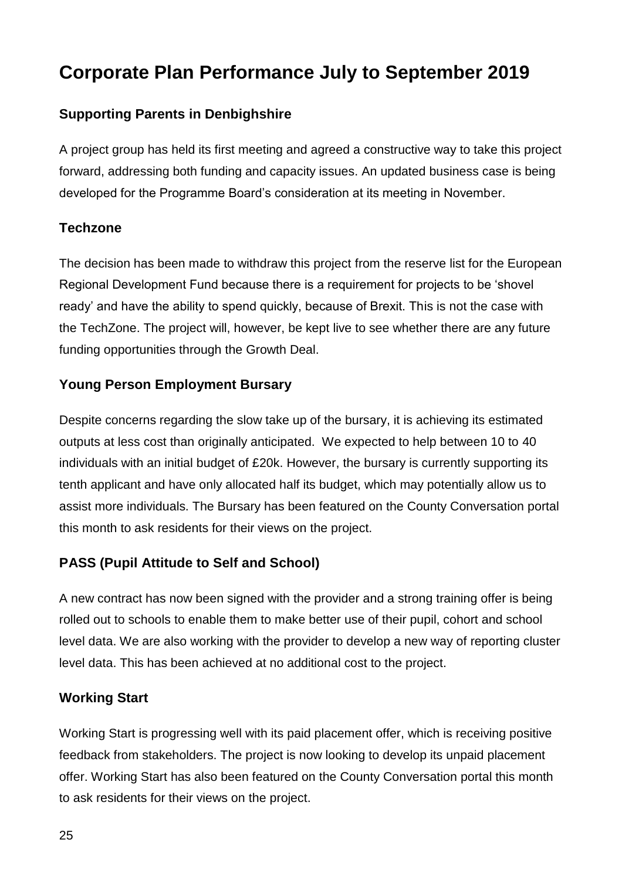# Corporate Plan Performance July to September 2019

### Supporting Parents in Denbighshire

A project group has held its first meeting and agreed a constructive way to take this project forward, addressing both funding and capacity issues. An updated business case is being developed for the Programme Board's consideration at its meeting in November.

### Techzone

The decision has been made to withdraw this project from the reserve list for the European Regional Development Fund because there is a requirement for projects to be 'shovel ready' and have the ability to spend quickly, because of Brexit. This is not the case with the TechZone. The project will, however, be kept live to see whether there are any future funding opportunities through the Growth Deal.

### Young Person Employment Bursary

Despite concerns regarding the slow take up of the bursary, it is achieving its estimated outputs at less cost than originally anticipated. We expected to help between 10 to 40 individuals with an initial budget of £20k. However, the bursary is currently supporting its tenth applicant and have only allocated half its budget, which may potentially allow us to assist more individuals. The Bursary has been featured on the County Conversation portal this month to ask residents for their views on the project.

### PASS (Pupil Attitude to Self and School)

A new contract has now been signed with the provider and a strong training offer is being rolled out to schools to enable them to make better use of their pupil, cohort and school level data. We are also working with the provider to develop a new way of reporting cluster level data. This has been achieved at no additional cost to the project.

### Working Start

Working Start is progressing well with its paid placement offer, which is receiving positive feedback from stakeholders. The project is now looking to develop its unpaid placement offer. Working Start has also been featured on the County Conversation portal this month to ask residents for their views on the project.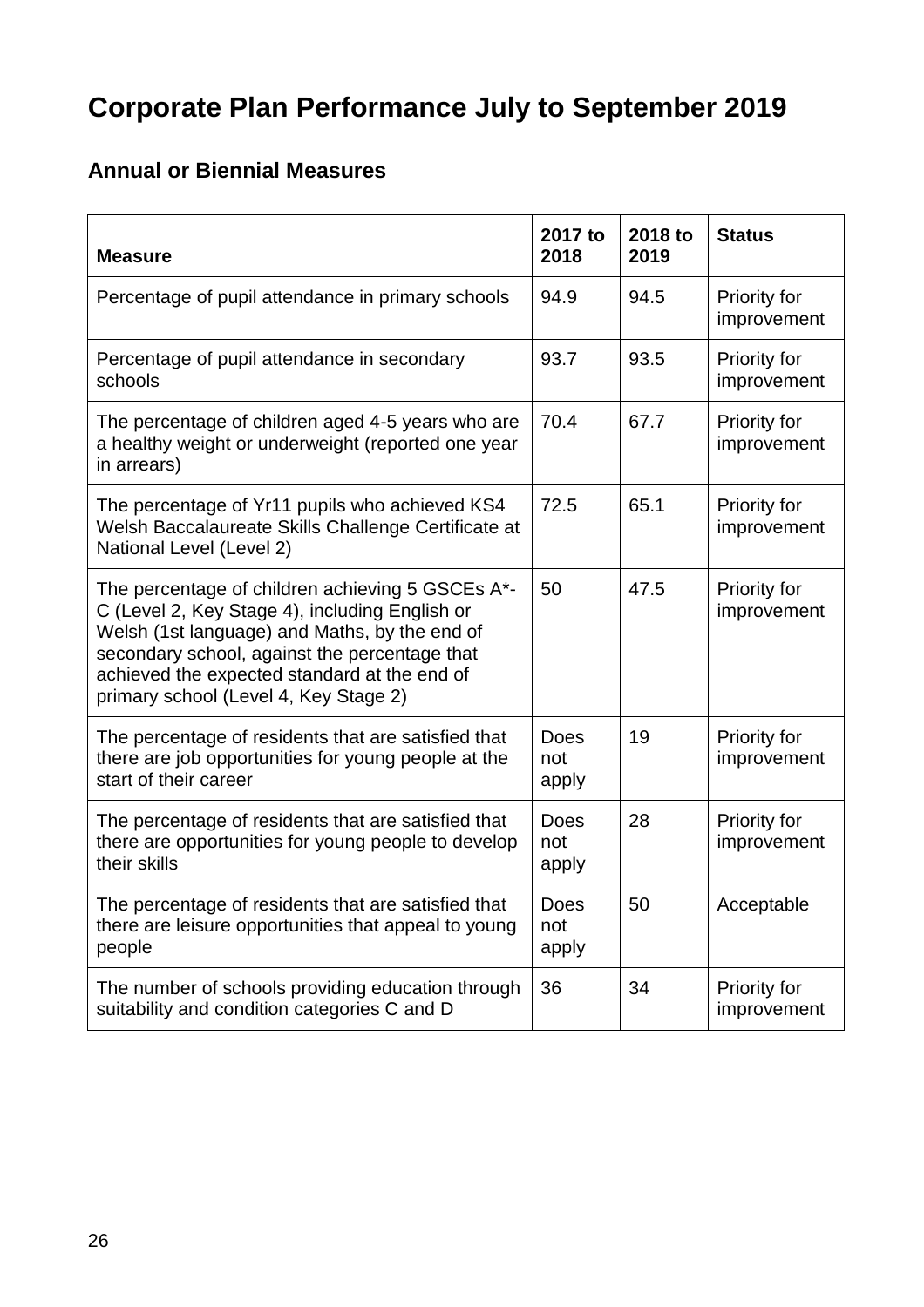# Corporate Plan Performance July to September 2019

## Annual or Biennial Measures

| Measure | 2017 to 2018 | 2018 to 2019 | Status |
|---|---|---|---|
| Percentage of pupil attendance in primary schools | 94.9 | 94.5 | Priority for improvement |
| Percentage of pupil attendance in secondary schools | 93.7 | 93.5 | Priority for improvement |
| The percentage of children aged 4-5 years who are a healthy weight or underweight (reported one year in arrears) | 70.4 | 67.7 | Priority for improvement |
| The percentage of Yr11 pupils who achieved KS4 Welsh Baccalaureate Skills Challenge Certificate at National Level (Level 2) | 72.5 | 65.1 | Priority for improvement |
| The percentage of children achieving 5 GSCEs A*-C (Level 2, Key Stage 4), including English or Welsh (1st language) and Maths, by the end of secondary school, against the percentage that achieved the expected standard at the end of primary school (Level 4, Key Stage 2) | 50 | 47.5 | Priority for improvement |
| The percentage of residents that are satisfied that there are job opportunities for young people at the start of their career | Does not apply | 19 | Priority for improvement |
| The percentage of residents that are satisfied that there are opportunities for young people to develop their skills | Does not apply | 28 | Priority for improvement |
| The percentage of residents that are satisfied that there are leisure opportunities that appeal to young people | Does not apply | 50 | Acceptable |
| The number of schools providing education through suitability and condition categories C and D | 36 | 34 | Priority for improvement |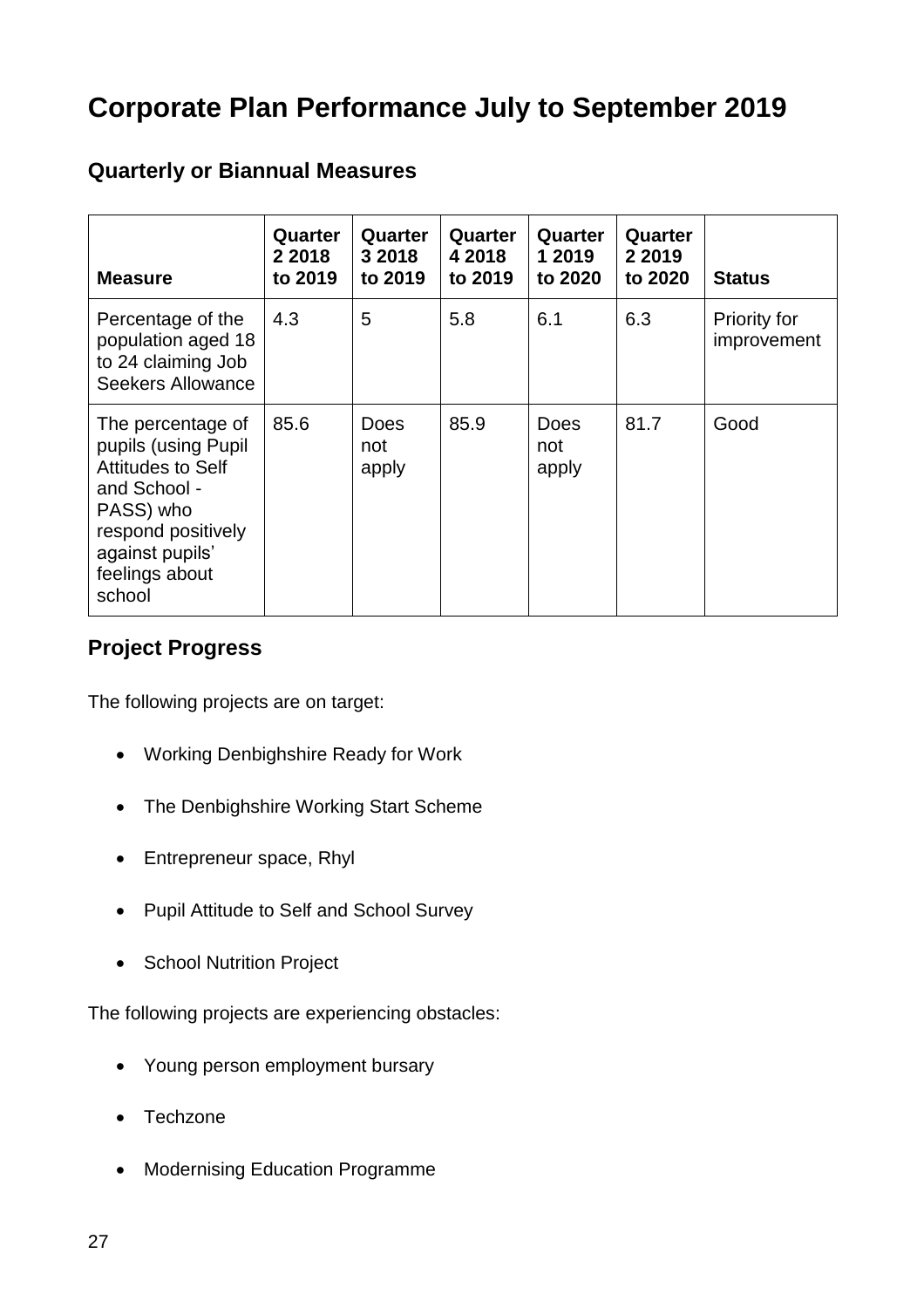# Corporate Plan Performance July to September 2019

## Quarterly or Biannual Measures

| Measure | Quarter 2 2018 to 2019 | Quarter 3 2018 to 2019 | Quarter 4 2018 to 2019 | Quarter 1 2019 to 2020 | Quarter 2 2019 to 2020 | Status |
|---|---|---|---|---|---|---|
| Percentage of the population aged 18 to 24 claiming Job Seekers Allowance | 4.3 | 5 | 5.8 | 6.1 | 6.3 | Priority for improvement |
| The percentage of pupils (using Pupil Attitudes to Self and School - PASS) who respond positively against pupils' feelings about school | 85.6 | Does not apply | 85.9 | Does not apply | 81.7 | Good |

## Project Progress

The following projects are on target:

- Working Denbighshire Ready for Work
- The Denbighshire Working Start Scheme
- Entrepreneur space, Rhyl
- Pupil Attitude to Self and School Survey
- School Nutrition Project

The following projects are experiencing obstacles:

- Young person employment bursary
- Techzone
- Modernising Education Programme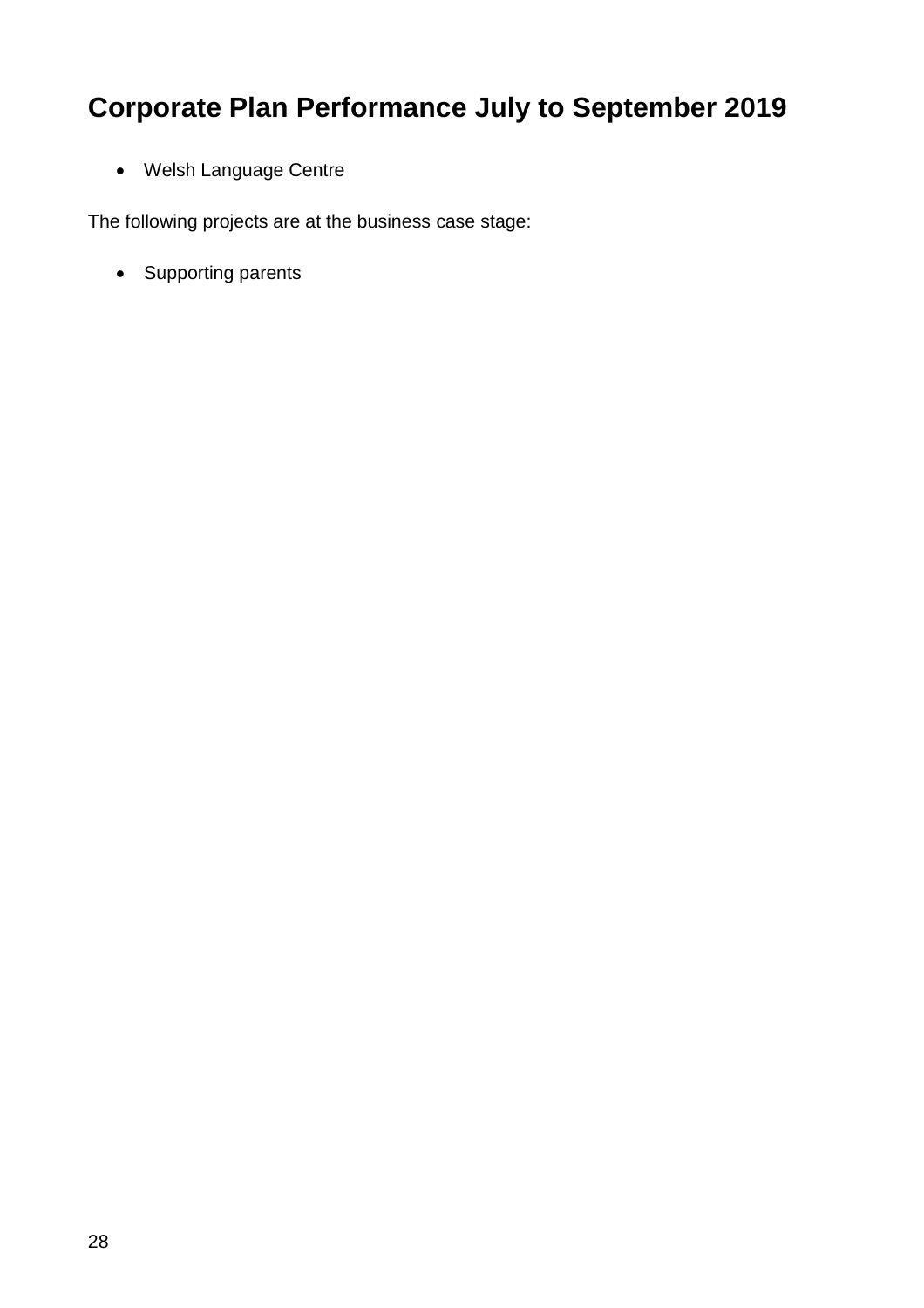# Corporate Plan Performance July to September 2019

- Welsh Language Centre

The following projects are at the business case stage:

- Supporting parents